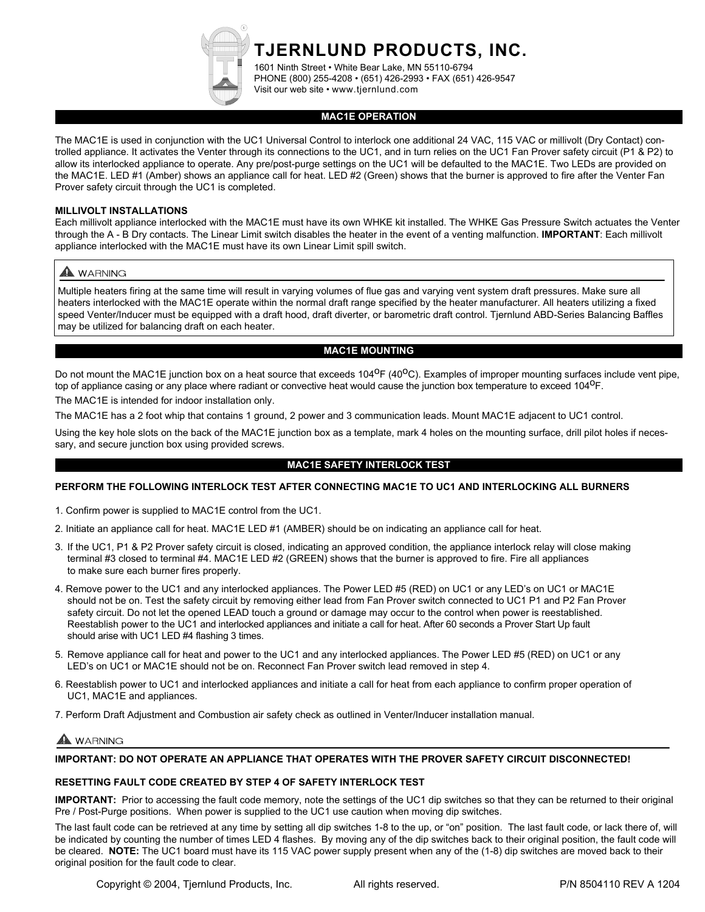# TJERNLUND PRODUCTS, INC.

1601 Ninth Street • White Bear Lake, MN 55110-6794
PHONE (800) 255-4208 • (651) 426-2993 • FAX (651) 426-9547
Visit our web site • www.tjernlund.com

## MAC1E OPERATION

The MAC1E is used in conjunction with the UC1 Universal Control to interlock one additional 24 VAC, 115 VAC or millivolt (Dry Contact) controlled appliance. It activates the Venter through its connections to the UC1, and in turn relies on the UC1 Fan Prover safety circuit (P1 & P2) to allow its interlocked appliance to operate. Any pre/post-purge settings on the UC1 will be defaulted to the MAC1E. Two LEDs are provided on the MAC1E. LED #1 (Amber) shows an appliance call for heat. LED #2 (Green) shows that the burner is approved to fire after the Venter Fan Prover safety circuit through the UC1 is completed.

**MILLIVOLT INSTALLATIONS**
Each millivolt appliance interlocked with the MAC1E must have its own WHKE kit installed. The WHKE Gas Pressure Switch actuates the Venter through the A - B Dry contacts. The Linear Limit switch disables the heater in the event of a venting malfunction. **IMPORTANT**: Each millivolt appliance interlocked with the MAC1E must have its own Linear Limit spill switch.

> **⚠ WARNING**
>
> Multiple heaters firing at the same time will result in varying volumes of flue gas and varying vent system draft pressures. Make sure all heaters interlocked with the MAC1E operate within the normal draft range specified by the heater manufacturer. All heaters utilizing a fixed speed Venter/Inducer must be equipped with a draft hood, draft diverter, or barometric draft control. Tjernlund ABD-Series Balancing Baffles may be utilized for balancing draft on each heater.

## MAC1E MOUNTING

Do not mount the MAC1E junction box on a heat source that exceeds 104°F (40°C). Examples of improper mounting surfaces include vent pipe, top of appliance casing or any place where radiant or convective heat would cause the junction box temperature to exceed 104°F.

The MAC1E is intended for indoor installation only.

The MAC1E has a 2 foot whip that contains 1 ground, 2 power and 3 communication leads. Mount MAC1E adjacent to UC1 control.

Using the key hole slots on the back of the MAC1E junction box as a template, mark 4 holes on the mounting surface, drill pilot holes if necessary, and secure junction box using provided screws.

## MAC1E SAFETY INTERLOCK TEST

**PERFORM THE FOLLOWING INTERLOCK TEST AFTER CONNECTING MAC1E TO UC1 AND INTERLOCKING ALL BURNERS**

1. Confirm power is supplied to MAC1E control from the UC1.
2. Initiate an appliance call for heat. MAC1E LED #1 (AMBER) should be on indicating an appliance call for heat.
3. If the UC1, P1 & P2 Prover safety circuit is closed, indicating an approved condition, the appliance interlock relay will close making terminal #3 closed to terminal #4. MAC1E LED #2 (GREEN) shows that the burner is approved to fire. Fire all appliances to make sure each burner fires properly.
4. Remove power to the UC1 and any interlocked appliances. The Power LED #5 (RED) on UC1 or any LED's on UC1 or MAC1E should not be on. Test the safety circuit by removing either lead from Fan Prover switch connected to UC1 P1 and P2 Fan Prover safety circuit. Do not let the opened LEAD touch a ground or damage may occur to the control when power is reestablished. Reestablish power to the UC1 and interlocked appliances and initiate a call for heat. After 60 seconds a Prover Start Up fault should arise with UC1 LED #4 flashing 3 times.
5. Remove appliance call for heat and power to the UC1 and any interlocked appliances. The Power LED #5 (RED) on UC1 or any LED's on UC1 or MAC1E should not be on. Reconnect Fan Prover switch lead removed in step 4.
6. Reestablish power to UC1 and interlocked appliances and initiate a call for heat from each appliance to confirm proper operation of UC1, MAC1E and appliances.
7. Perform Draft Adjustment and Combustion air safety check as outlined in Venter/Inducer installation manual.

**⚠ WARNING**

**IMPORTANT: DO NOT OPERATE AN APPLIANCE THAT OPERATES WITH THE PROVER SAFETY CIRCUIT DISCONNECTED!**

**RESETTING FAULT CODE CREATED BY STEP 4 OF SAFETY INTERLOCK TEST**

**IMPORTANT:** Prior to accessing the fault code memory, note the settings of the UC1 dip switches so that they can be returned to their original Pre / Post-Purge positions. When power is supplied to the UC1 use caution when moving dip switches.

The last fault code can be retrieved at any time by setting all dip switches 1-8 to the up, or "on" position. The last fault code, or lack there of, will be indicated by counting the number of times LED 4 flashes. By moving any of the dip switches back to their original position, the fault code will be cleared. **NOTE:** The UC1 board must have its 115 VAC power supply present when any of the (1-8) dip switches are moved back to their original position for the fault code to clear.

Copyright © 2004, Tjernlund Products, Inc. All rights reserved. P/N 8504110 REV A 1204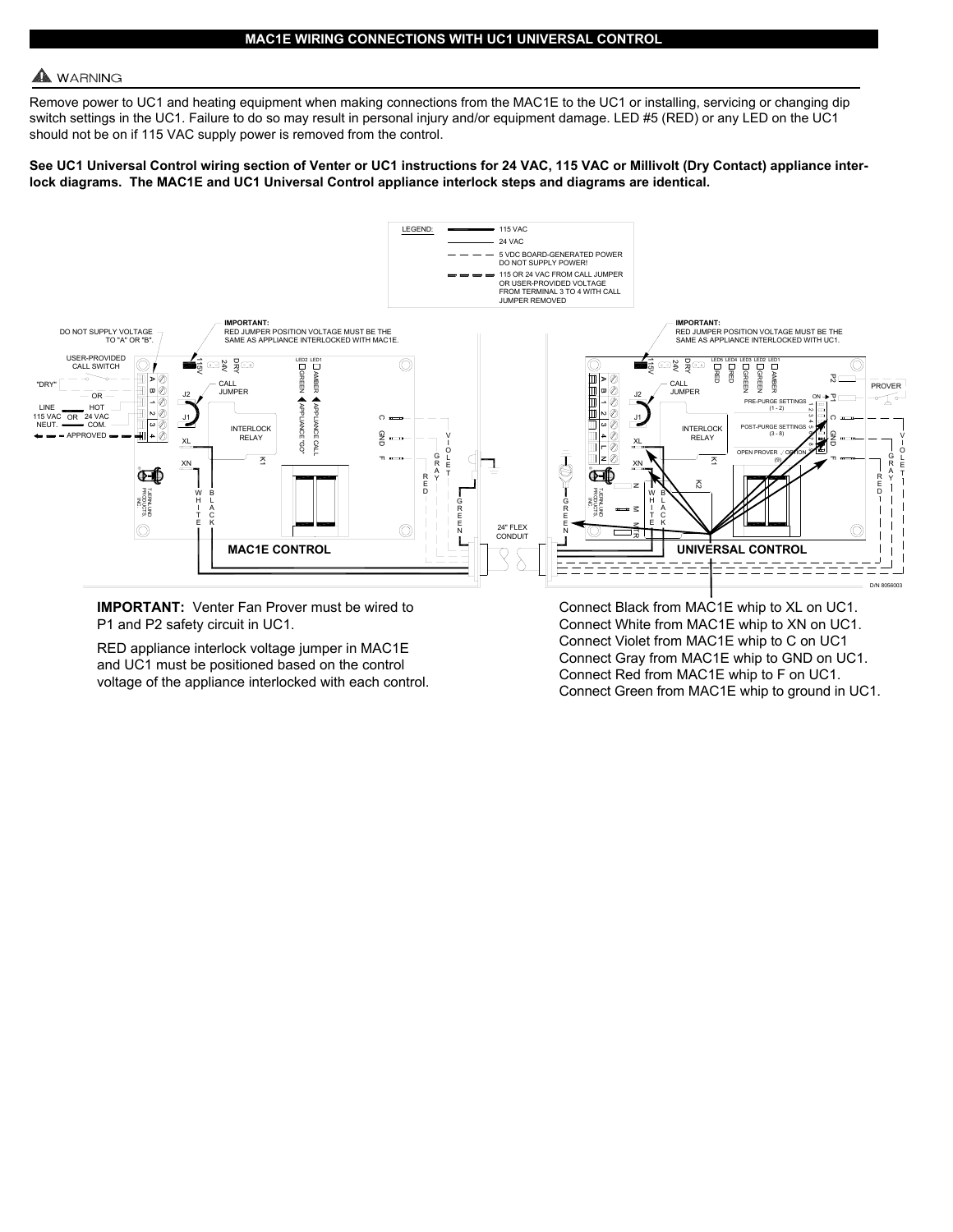## MAC1E WIRING CONNECTIONS WITH UC1 UNIVERSAL CONTROL

**⚠ WARNING**

Remove power to UC1 and heating equipment when making connections from the MAC1E to the UC1 or installing, servicing or changing dip switch settings in the UC1. Failure to do so may result in personal injury and/or equipment damage. LED #5 (RED) or any LED on the UC1 should not be on if 115 VAC supply power is removed from the control.

**See UC1 Universal Control wiring section of Venter or UC1 instructions for 24 VAC, 115 VAC or Millivolt (Dry Contact) appliance interlock diagrams. The MAC1E and UC1 Universal Control appliance interlock steps and diagrams are identical.**

LEGEND:
115 VAC
24 VAC
5 VDC BOARD-GENERATED POWER DO NOT SUPPLY POWER!
115 OR 24 VAC FROM CALL JUMPER OR USER-PROVIDED VOLTAGE FROM TERMINAL 3 TO 4 WITH CALL JUMPER REMOVED

IMPORTANT: RED JUMPER POSITION VOLTAGE MUST BE THE SAME AS APPLIANCE INTERLOCKED WITH MAC1E.

IMPORTANT: RED JUMPER POSITION VOLTAGE MUST BE THE SAME AS APPLIANCE INTERLOCKED WITH UC1.

DO NOT SUPPLY VOLTAGE TO "A" OR "B".
USER-PROVIDED CALL SWITCH
"DRY"
OR
LINE 115 VAC NEUT. OR HOT 24 VAC COM.
APPROVED
115V 24V DRY
CALL JUMPER
J2 J1
XL XN
INTERLOCK RELAY
K1
LED2 GREEN LED1 AMBER
APPLIANCE "GO" APPLIANCE CALL
C GND F
VIOLET GRAY RED GREEN
WHITE BLACK
TJERNLUND PRODUCTS, INC.
MAC1E CONTROL
24" FLEX CONDUIT
LED5 RED LED4 RED LED3 GREEN LED2 GREEN LED1 AMBER
P2 P1 PROVER
ON
PRE-PURGE SETTINGS (1 - 2)
POST-PURGE SETTINGS (3 - 8)
OPEN PROVER OPTION (9)
A B 1 2 3 4 L N
N M MTR
K2
UNIVERSAL CONTROL
D/N 8056003

**IMPORTANT:** Venter Fan Prover must be wired to P1 and P2 safety circuit in UC1.

RED appliance interlock voltage jumper in MAC1E and UC1 must be positioned based on the control voltage of the appliance interlocked with each control.

Connect Black from MAC1E whip to XL on UC1.
Connect White from MAC1E whip to XN on UC1.
Connect Violet from MAC1E whip to C on UC1
Connect Gray from MAC1E whip to GND on UC1.
Connect Red from MAC1E whip to F on UC1.
Connect Green from MAC1E whip to ground in UC1.